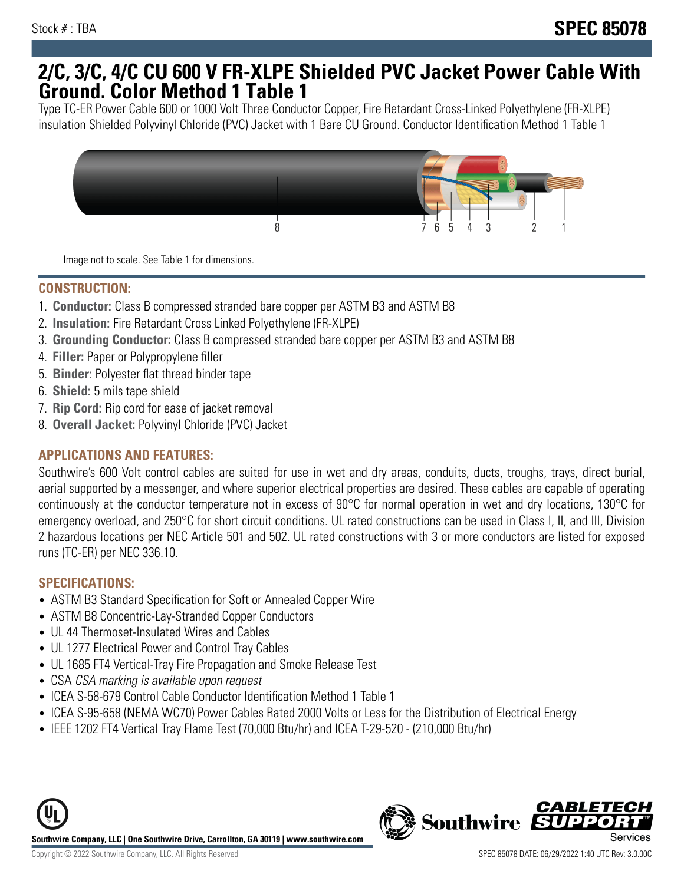Stock # : TBA

# SPEC 85078

# 2/C, 3/C, 4/C CU 600 V FR-XLPE Shielded PVC Jacket Power Cable With Ground. Color Method 1 Table 1

Type TC-ER Power Cable 600 or 1000 Volt Three Conductor Copper, Fire Retardant Cross-Linked Polyethylene (FR-XLPE) insulation Shielded Polyvinyl Chloride (PVC) Jacket with 1 Bare CU Ground. Conductor Identification Method 1 Table 1

8 7 6 5 4 3 2 1

Image not to scale. See Table 1 for dimensions.

## CONSTRUCTION:

1. **Conductor:** Class B compressed stranded bare copper per ASTM B3 and ASTM B8
2. **Insulation:** Fire Retardant Cross Linked Polyethylene (FR-XLPE)
3. **Grounding Conductor:** Class B compressed stranded bare copper per ASTM B3 and ASTM B8
4. **Filler:** Paper or Polypropylene filler
5. **Binder:** Polyester flat thread binder tape
6. **Shield:** 5 mils tape shield
7. **Rip Cord:** Rip cord for ease of jacket removal
8. **Overall Jacket:** Polyvinyl Chloride (PVC) Jacket

## APPLICATIONS AND FEATURES:

Southwire's 600 Volt control cables are suited for use in wet and dry areas, conduits, ducts, troughs, trays, direct burial, aerial supported by a messenger, and where superior electrical properties are desired. These cables are capable of operating continuously at the conductor temperature not in excess of 90°C for normal operation in wet and dry locations, 130°C for emergency overload, and 250°C for short circuit conditions. UL rated constructions can be used in Class I, II, and III, Division 2 hazardous locations per NEC Article 501 and 502. UL rated constructions with 3 or more conductors are listed for exposed runs (TC-ER) per NEC 336.10.

## SPECIFICATIONS:

- ASTM B3 Standard Specification for Soft or Annealed Copper Wire
- ASTM B8 Concentric-Lay-Stranded Copper Conductors
- UL 44 Thermoset-Insulated Wires and Cables
- UL 1277 Electrical Power and Control Tray Cables
- UL 1685 FT4 Vertical-Tray Fire Propagation and Smoke Release Test
- CSA *CSA marking is available upon request*
- ICEA S-58-679 Control Cable Conductor Identification Method 1 Table 1
- ICEA S-95-658 (NEMA WC70) Power Cables Rated 2000 Volts or Less for the Distribution of Electrical Energy
- IEEE 1202 FT4 Vertical Tray Flame Test (70,000 Btu/hr) and ICEA T-29-520 - (210,000 Btu/hr)

**Southwire Company, LLC | One Southwire Drive, Carrollton, GA 30119 | www.southwire.com**

Copyright © 2022 Southwire Company, LLC. All Rights Reserved

SPEC 85078 DATE: 06/29/2022 1:40 UTC Rev: 3.0.00C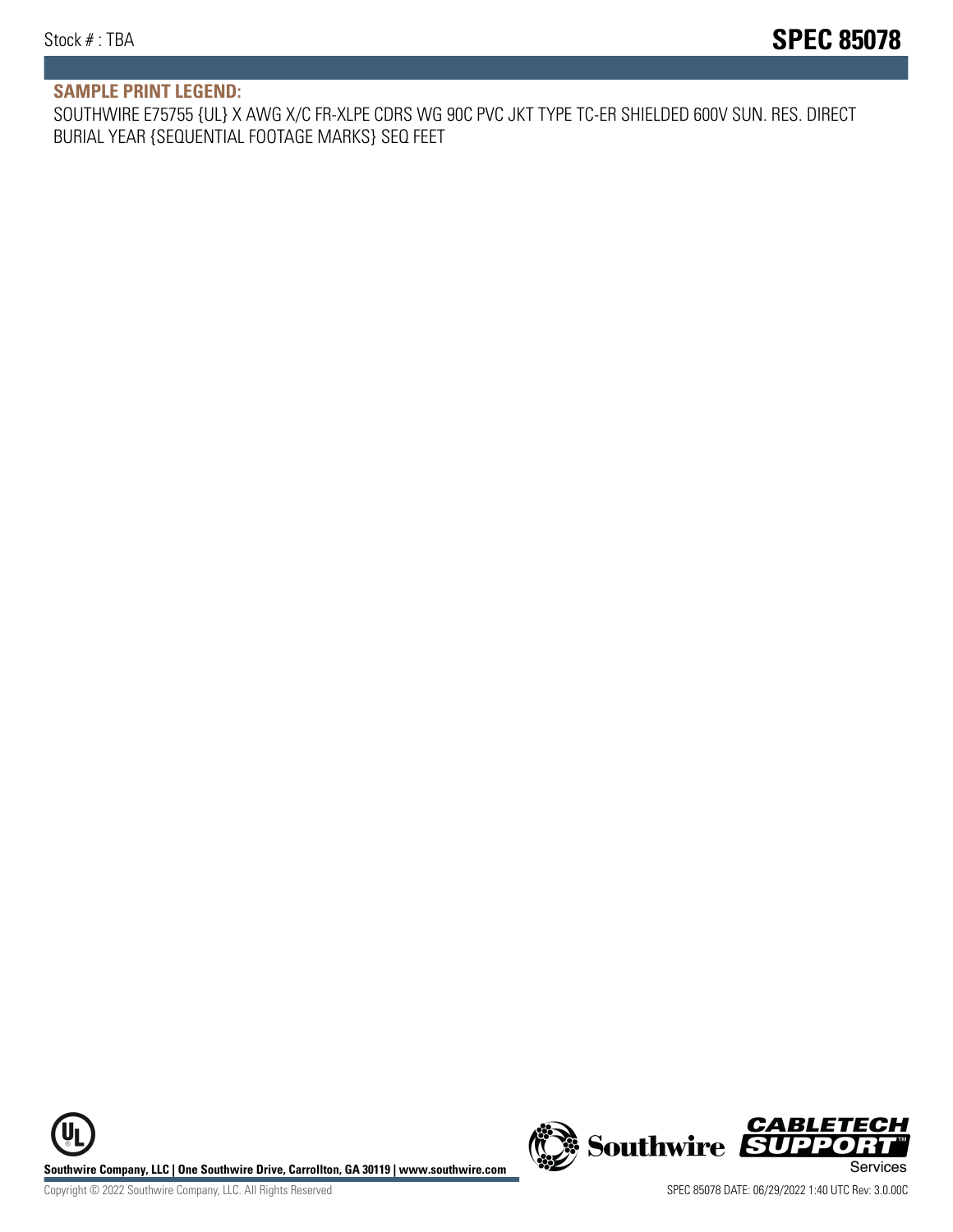## SAMPLE PRINT LEGEND:

SOUTHWIRE E75755 {UL} X AWG X/C FR-XLPE CDRS WG 90C PVC JKT TYPE TC-ER SHIELDED 600V SUN. RES. DIRECT BURIAL YEAR {SEQUENTIAL FOOTAGE MARKS} SEQ FEET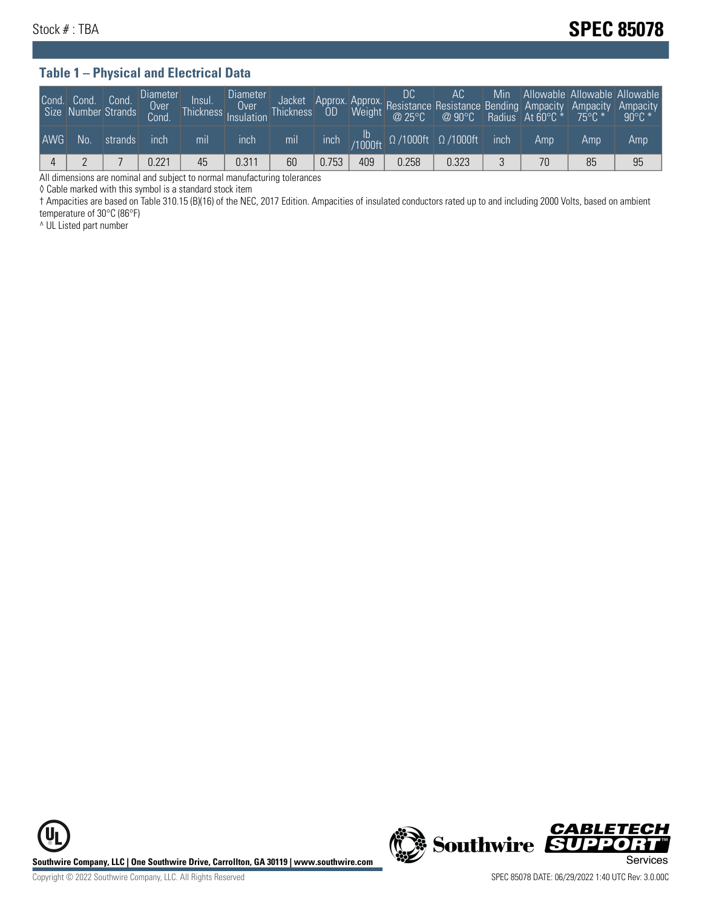### Table 1 – Physical and Electrical Data

| Cond. Size | Cond. Number | Cond. Strands | Diameter Over Cond. | Insul. Thickness | Diameter Over Insulation | Jacket Thickness | Approx. OD | Approx. Weight | DC Resistance @ 25°C | AC Resistance @ 90°C | Min Bending Radius | Allowable Ampacity At 60°C * | Allowable Ampacity 75°C * | Allowable Ampacity 90°C * |
|---|---|---|---|---|---|---|---|---|---|---|---|---|---|---|
| AWG | No. | strands | inch | mil | inch | mil | inch | lb /1000ft | Ω /1000ft | Ω /1000ft | inch | Amp | Amp | Amp |
| 4 | 2 | 7 | 0.221 | 45 | 0.311 | 60 | 0.753 | 409 | 0.258 | 0.323 | 3 | 70 | 85 | 95 |

All dimensions are nominal and subject to normal manufacturing tolerances

◊ Cable marked with this symbol is a standard stock item

† Ampacities are based on Table 310.15 (B)(16) of the NEC, 2017 Edition. Ampacities of insulated conductors rated up to and including 2000 Volts, based on ambient temperature of 30°C (86°F)

^ UL Listed part number